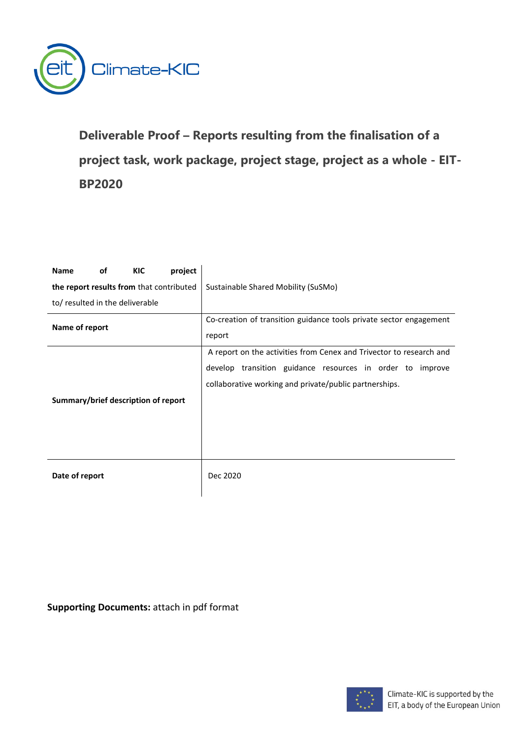Climate-KIC

# Deliverable Proof – Reports resulting from the finalisation of a project task, work package, project stage, project as a whole - EIT-BP2020

| | |
|---|---|
| **Name of KIC project the report results from** that contributed to/ resulted in the deliverable | Sustainable Shared Mobility (SuSMo) |
| **Name of report** | Co-creation of transition guidance tools private sector engagement report |
| **Summary/brief description of report** | A report on the activities from Cenex and Trivector to research and develop transition guidance resources in order to improve collaborative working and private/public partnerships. |
| **Date of report** | Dec 2020 |

**Supporting Documents:** attach in pdf format

Climate-KIC is supported by the EIT, a body of the European Union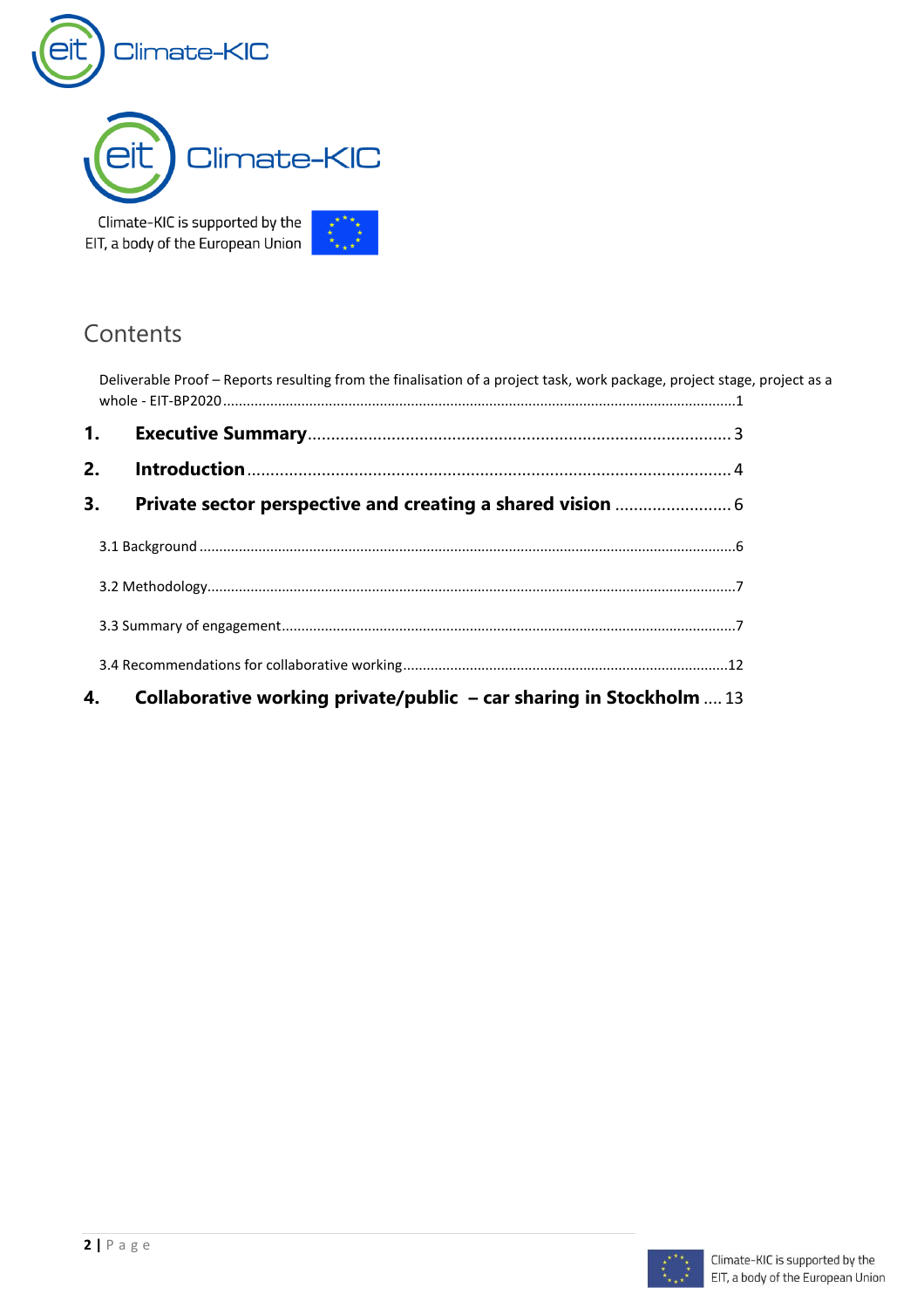Climate-KIC is supported by the EIT, a body of the European Union

## Contents

Deliverable Proof – Reports resulting from the finalisation of a project task, work package, project stage, project as a whole - EIT-BP2020 ........ 1

**1. Executive Summary** ........ 3

**2. Introduction** ........ 4

**3. Private sector perspective and creating a shared vision** ........ 6

3.1 Background ........ 6

3.2 Methodology ........ 7

3.3 Summary of engagement ........ 7

3.4 Recommendations for collaborative working ........ 12

**4. Collaborative working private/public – car sharing in Stockholm** ........ 13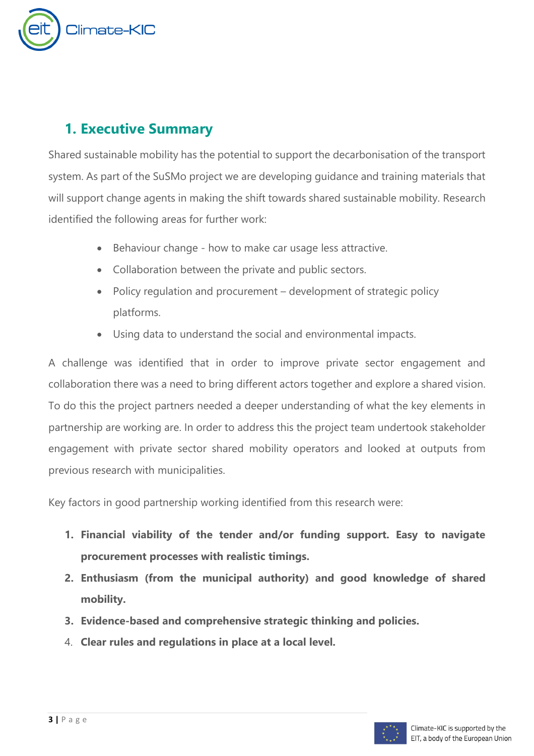## 1. Executive Summary

Shared sustainable mobility has the potential to support the decarbonisation of the transport system. As part of the SuSMo project we are developing guidance and training materials that will support change agents in making the shift towards shared sustainable mobility. Research identified the following areas for further work:

- Behaviour change - how to make car usage less attractive.
- Collaboration between the private and public sectors.
- Policy regulation and procurement – development of strategic policy platforms.
- Using data to understand the social and environmental impacts.

A challenge was identified that in order to improve private sector engagement and collaboration there was a need to bring different actors together and explore a shared vision. To do this the project partners needed a deeper understanding of what the key elements in partnership are working are. In order to address this the project team undertook stakeholder engagement with private sector shared mobility operators and looked at outputs from previous research with municipalities.

Key factors in good partnership working identified from this research were:

1. **Financial viability of the tender and/or funding support. Easy to navigate procurement processes with realistic timings.**
2. **Enthusiasm (from the municipal authority) and good knowledge of shared mobility.**
3. **Evidence-based and comprehensive strategic thinking and policies.**
4. **Clear rules and regulations in place at a local level.**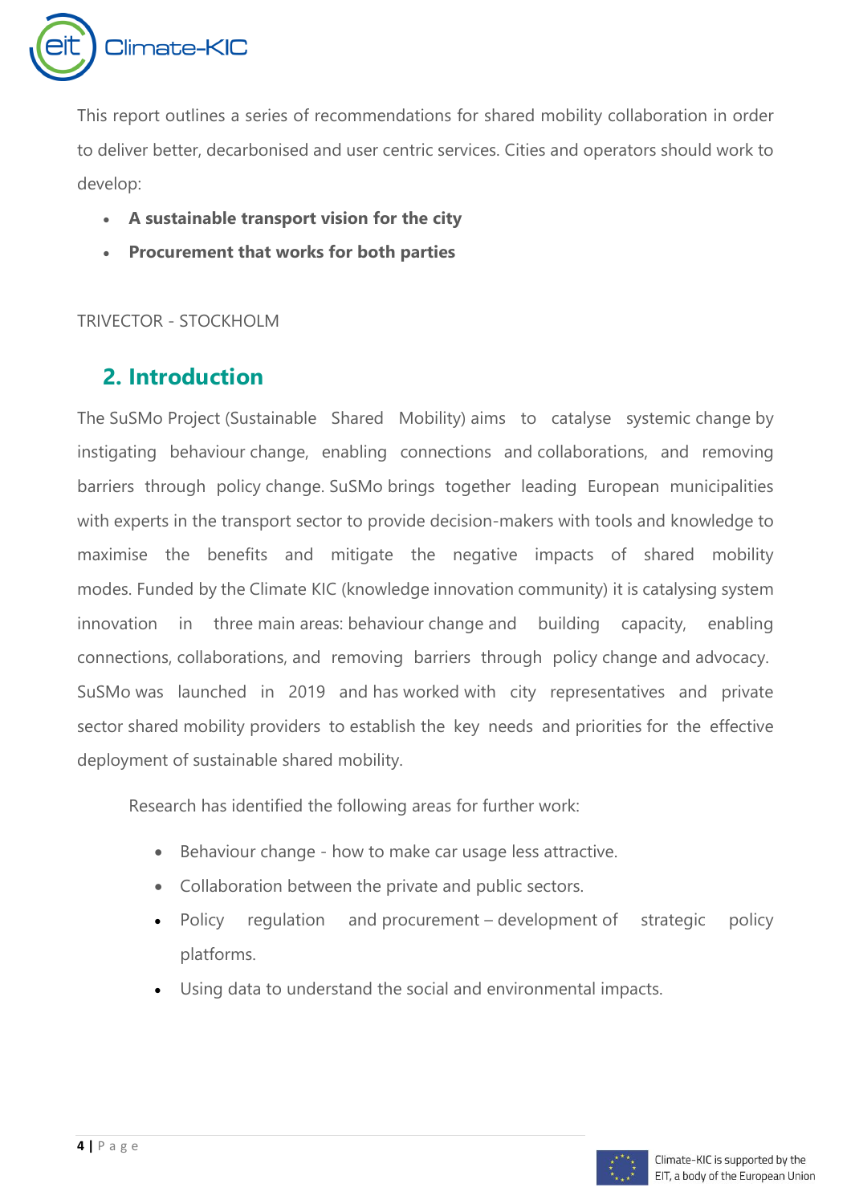This report outlines a series of recommendations for shared mobility collaboration in order to deliver better, decarbonised and user centric services. Cities and operators should work to develop:

- **A sustainable transport vision for the city**
- **Procurement that works for both parties**

TRIVECTOR - STOCKHOLM

## 2. Introduction

The SuSMo Project (Sustainable Shared Mobility) aims to catalyse systemic change by instigating behaviour change, enabling connections and collaborations, and removing barriers through policy change. SuSMo brings together leading European municipalities with experts in the transport sector to provide decision-makers with tools and knowledge to maximise the benefits and mitigate the negative impacts of shared mobility modes. Funded by the Climate KIC (knowledge innovation community) it is catalysing system innovation in three main areas: behaviour change and building capacity, enabling connections, collaborations, and removing barriers through policy change and advocacy. SuSMo was launched in 2019 and has worked with city representatives and private sector shared mobility providers to establish the key needs and priorities for the effective deployment of sustainable shared mobility.

Research has identified the following areas for further work:

- Behaviour change - how to make car usage less attractive.
- Collaboration between the private and public sectors.
- Policy regulation and procurement – development of strategic policy platforms.
- Using data to understand the social and environmental impacts.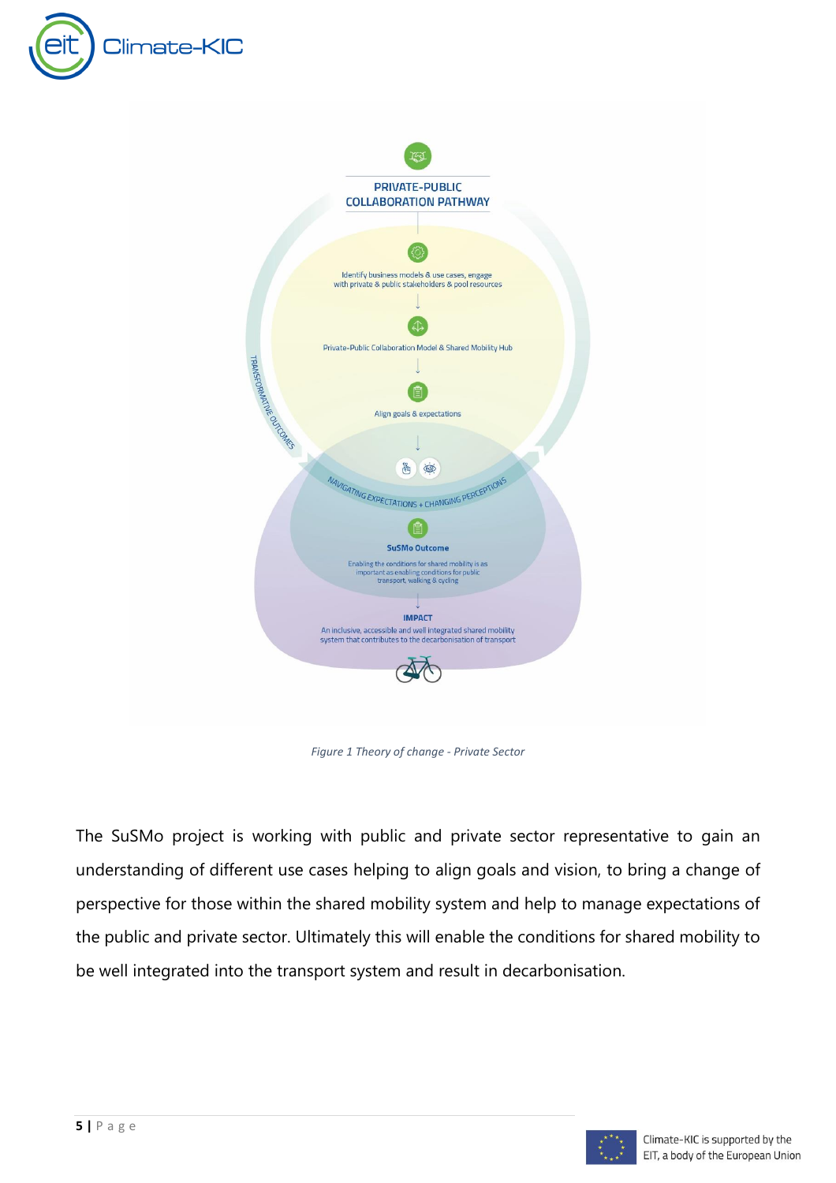PRIVATE-PUBLIC COLLABORATION PATHWAY

Identify business models & use cases, engage with private & public stakeholders & pool resources

Private-Public Collaboration Model & Shared Mobility Hub

Align goals & expectations

TRANSFORMATIVE OUTCOMES

NAVIGATING EXPECTATIONS + CHANGING PERCEPTIONS

SuSMo Outcome

Enabling the conditions for shared mobility is as important as enabling conditions for public transport, walking & cycling

IMPACT

An inclusive, accessible and well integrated shared mobility system that contributes to the decarbonisation of transport

*Figure 1 Theory of change - Private Sector*

The SuSMo project is working with public and private sector representative to gain an understanding of different use cases helping to align goals and vision, to bring a change of perspective for those within the shared mobility system and help to manage expectations of the public and private sector. Ultimately this will enable the conditions for shared mobility to be well integrated into the transport system and result in decarbonisation.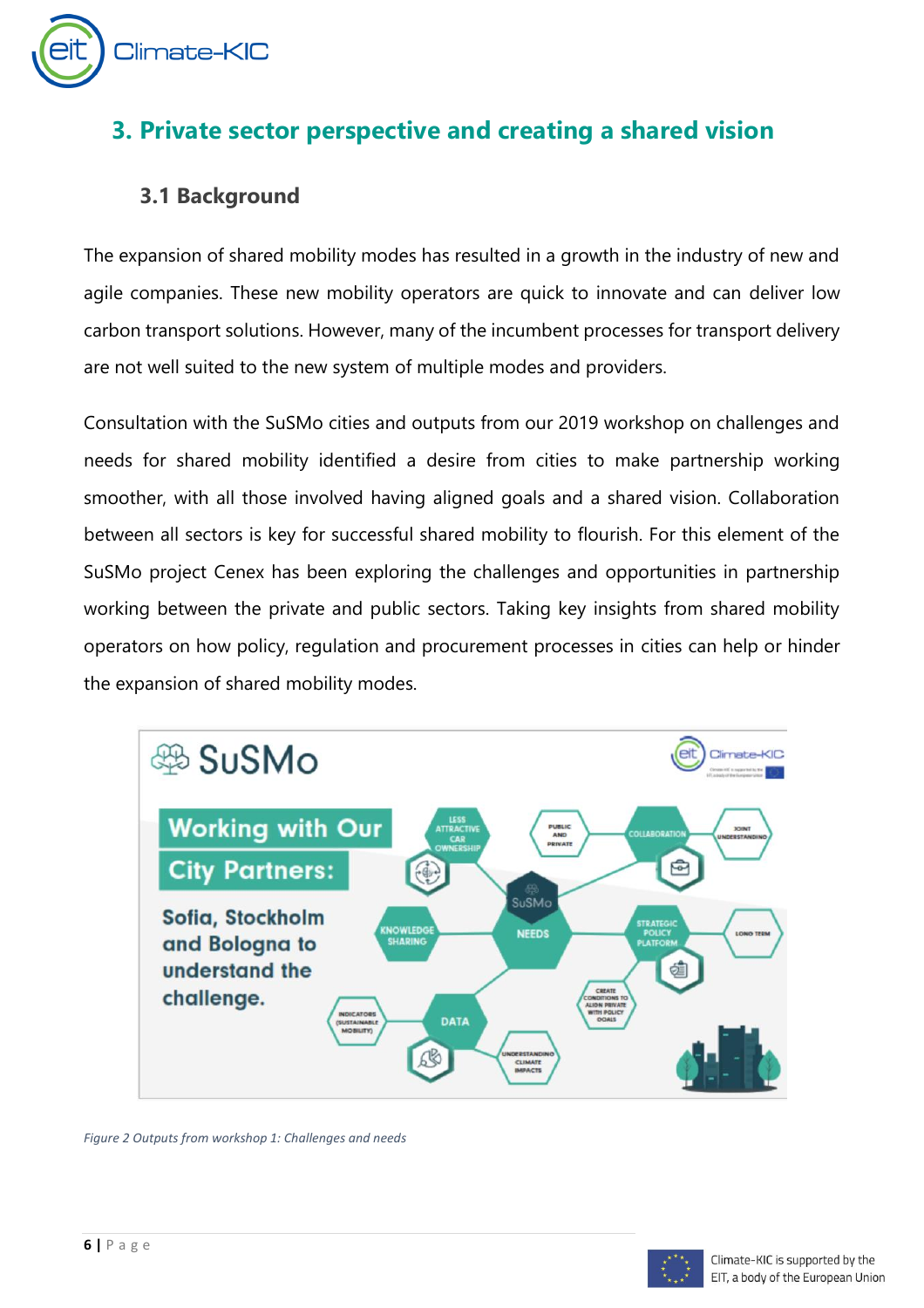## 3. Private sector perspective and creating a shared vision

### 3.1 Background

The expansion of shared mobility modes has resulted in a growth in the industry of new and agile companies. These new mobility operators are quick to innovate and can deliver low carbon transport solutions. However, many of the incumbent processes for transport delivery are not well suited to the new system of multiple modes and providers.

Consultation with the SuSMo cities and outputs from our 2019 workshop on challenges and needs for shared mobility identified a desire from cities to make partnership working smoother, with all those involved having aligned goals and a shared vision. Collaboration between all sectors is key for successful shared mobility to flourish. For this element of the SuSMo project Cenex has been exploring the challenges and opportunities in partnership working between the private and public sectors. Taking key insights from shared mobility operators on how policy, regulation and procurement processes in cities can help or hinder the expansion of shared mobility modes.

*Figure 2 Outputs from workshop 1: Challenges and needs*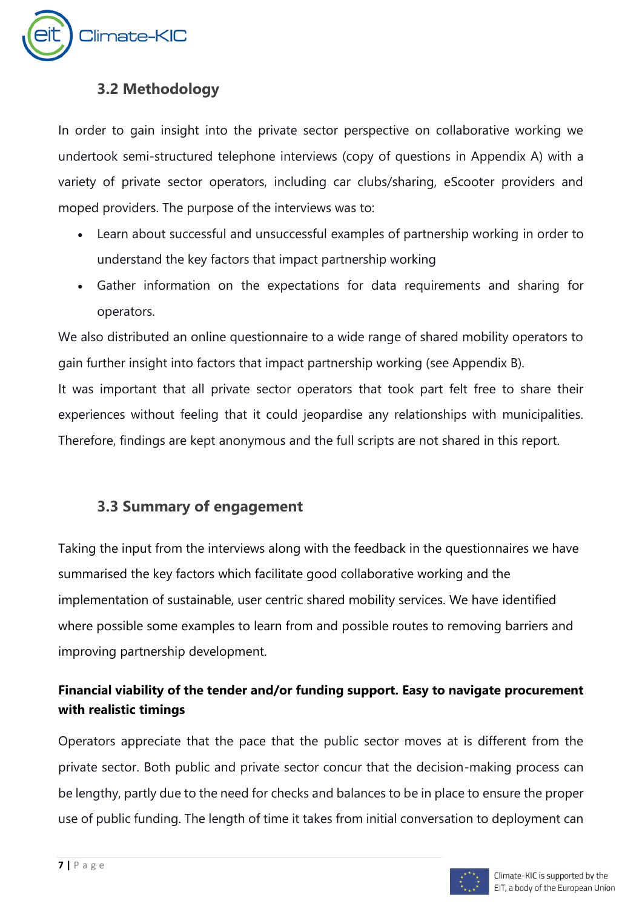### 3.2 Methodology

In order to gain insight into the private sector perspective on collaborative working we undertook semi-structured telephone interviews (copy of questions in Appendix A) with a variety of private sector operators, including car clubs/sharing, eScooter providers and moped providers. The purpose of the interviews was to:

- Learn about successful and unsuccessful examples of partnership working in order to understand the key factors that impact partnership working
- Gather information on the expectations for data requirements and sharing for operators.

We also distributed an online questionnaire to a wide range of shared mobility operators to gain further insight into factors that impact partnership working (see Appendix B).

It was important that all private sector operators that took part felt free to share their experiences without feeling that it could jeopardise any relationships with municipalities. Therefore, findings are kept anonymous and the full scripts are not shared in this report.

### 3.3 Summary of engagement

Taking the input from the interviews along with the feedback in the questionnaires we have summarised the key factors which facilitate good collaborative working and the implementation of sustainable, user centric shared mobility services. We have identified where possible some examples to learn from and possible routes to removing barriers and improving partnership development.

**Financial viability of the tender and/or funding support. Easy to navigate procurement with realistic timings**

Operators appreciate that the pace that the public sector moves at is different from the private sector. Both public and private sector concur that the decision-making process can be lengthy, partly due to the need for checks and balances to be in place to ensure the proper use of public funding. The length of time it takes from initial conversation to deployment can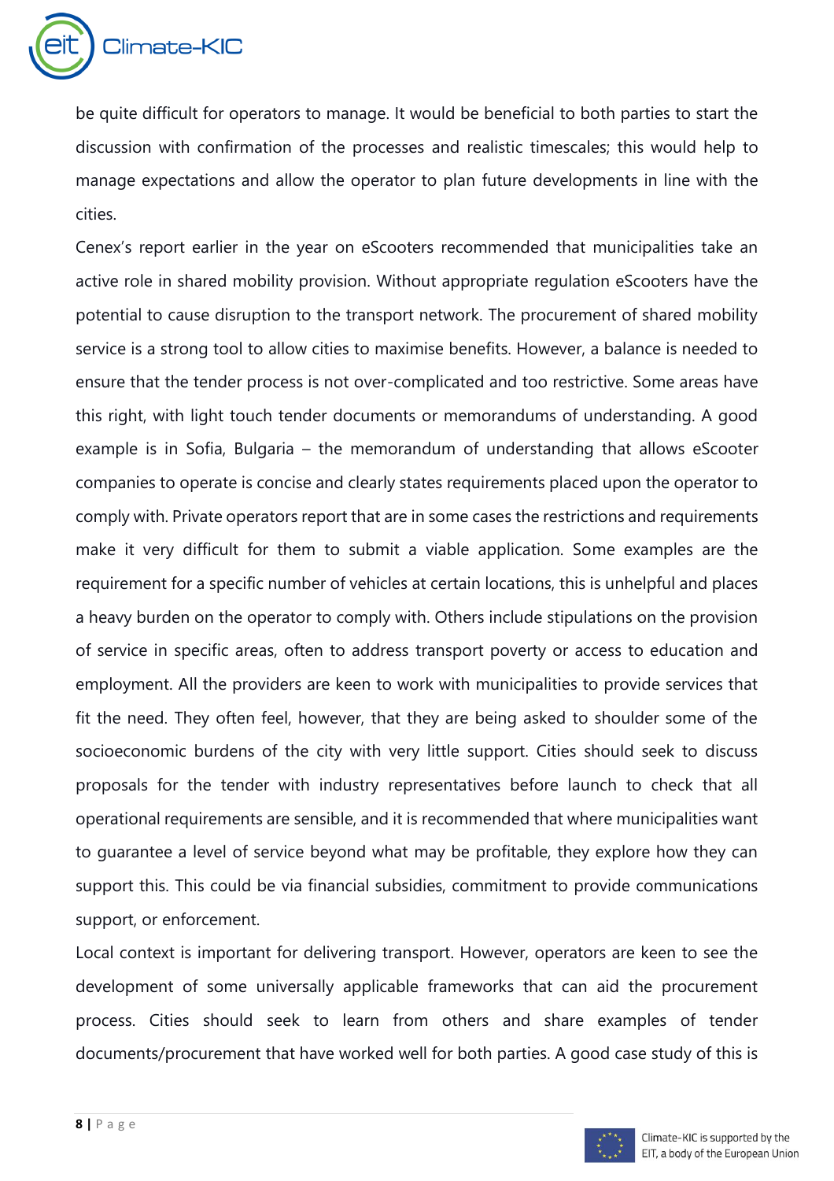be quite difficult for operators to manage. It would be beneficial to both parties to start the discussion with confirmation of the processes and realistic timescales; this would help to manage expectations and allow the operator to plan future developments in line with the cities.

Cenex's report earlier in the year on eScooters recommended that municipalities take an active role in shared mobility provision. Without appropriate regulation eScooters have the potential to cause disruption to the transport network. The procurement of shared mobility service is a strong tool to allow cities to maximise benefits. However, a balance is needed to ensure that the tender process is not over-complicated and too restrictive. Some areas have this right, with light touch tender documents or memorandums of understanding. A good example is in Sofia, Bulgaria – the memorandum of understanding that allows eScooter companies to operate is concise and clearly states requirements placed upon the operator to comply with. Private operators report that are in some cases the restrictions and requirements make it very difficult for them to submit a viable application. Some examples are the requirement for a specific number of vehicles at certain locations, this is unhelpful and places a heavy burden on the operator to comply with. Others include stipulations on the provision of service in specific areas, often to address transport poverty or access to education and employment. All the providers are keen to work with municipalities to provide services that fit the need. They often feel, however, that they are being asked to shoulder some of the socioeconomic burdens of the city with very little support. Cities should seek to discuss proposals for the tender with industry representatives before launch to check that all operational requirements are sensible, and it is recommended that where municipalities want to guarantee a level of service beyond what may be profitable, they explore how they can support this. This could be via financial subsidies, commitment to provide communications support, or enforcement.

Local context is important for delivering transport. However, operators are keen to see the development of some universally applicable frameworks that can aid the procurement process. Cities should seek to learn from others and share examples of tender documents/procurement that have worked well for both parties. A good case study of this is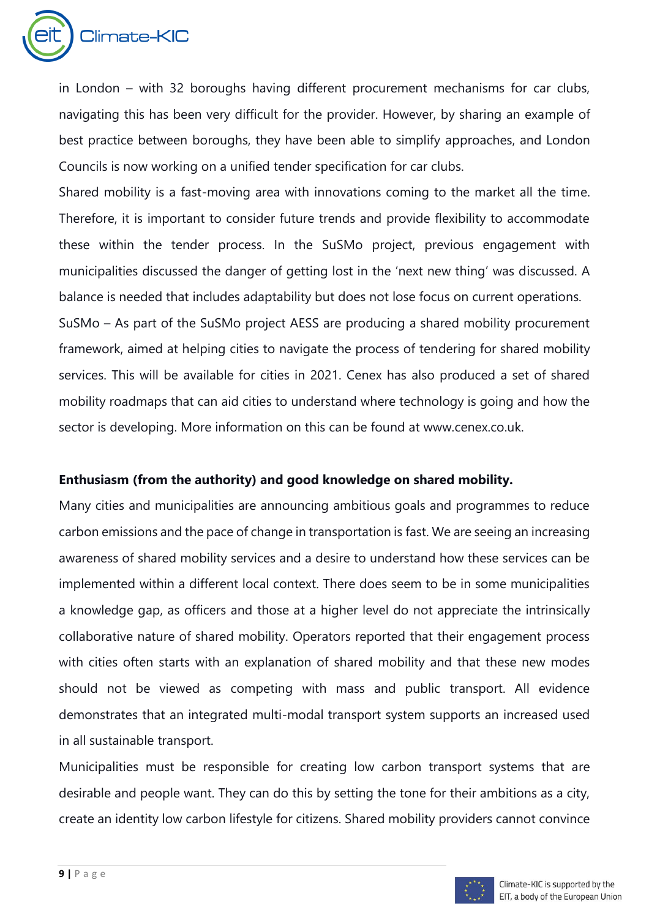in London – with 32 boroughs having different procurement mechanisms for car clubs, navigating this has been very difficult for the provider. However, by sharing an example of best practice between boroughs, they have been able to simplify approaches, and London Councils is now working on a unified tender specification for car clubs.

Shared mobility is a fast-moving area with innovations coming to the market all the time. Therefore, it is important to consider future trends and provide flexibility to accommodate these within the tender process. In the SuSMo project, previous engagement with municipalities discussed the danger of getting lost in the 'next new thing' was discussed. A balance is needed that includes adaptability but does not lose focus on current operations.

SuSMo – As part of the SuSMo project AESS are producing a shared mobility procurement framework, aimed at helping cities to navigate the process of tendering for shared mobility services. This will be available for cities in 2021. Cenex has also produced a set of shared mobility roadmaps that can aid cities to understand where technology is going and how the sector is developing. More information on this can be found at www.cenex.co.uk.

**Enthusiasm (from the authority) and good knowledge on shared mobility.**

Many cities and municipalities are announcing ambitious goals and programmes to reduce carbon emissions and the pace of change in transportation is fast. We are seeing an increasing awareness of shared mobility services and a desire to understand how these services can be implemented within a different local context. There does seem to be in some municipalities a knowledge gap, as officers and those at a higher level do not appreciate the intrinsically collaborative nature of shared mobility. Operators reported that their engagement process with cities often starts with an explanation of shared mobility and that these new modes should not be viewed as competing with mass and public transport. All evidence demonstrates that an integrated multi-modal transport system supports an increased used in all sustainable transport.

Municipalities must be responsible for creating low carbon transport systems that are desirable and people want. They can do this by setting the tone for their ambitions as a city, create an identity low carbon lifestyle for citizens. Shared mobility providers cannot convince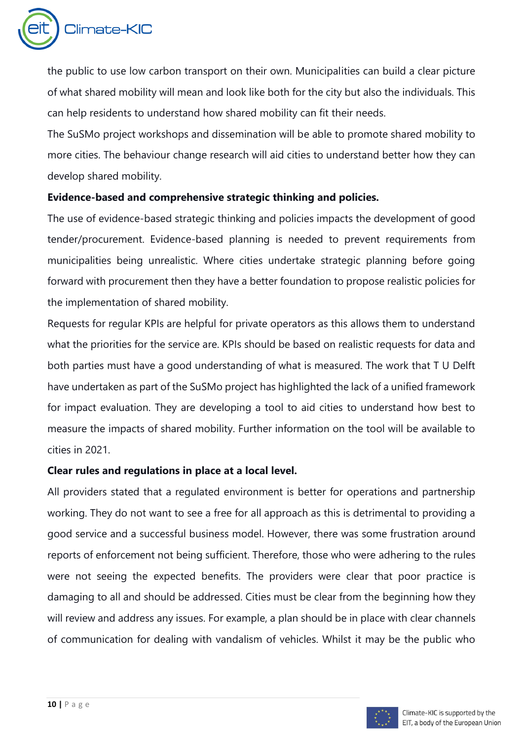the public to use low carbon transport on their own. Municipalities can build a clear picture of what shared mobility will mean and look like both for the city but also the individuals. This can help residents to understand how shared mobility can fit their needs.

The SuSMo project workshops and dissemination will be able to promote shared mobility to more cities. The behaviour change research will aid cities to understand better how they can develop shared mobility.

**Evidence-based and comprehensive strategic thinking and policies.**

The use of evidence-based strategic thinking and policies impacts the development of good tender/procurement. Evidence-based planning is needed to prevent requirements from municipalities being unrealistic. Where cities undertake strategic planning before going forward with procurement then they have a better foundation to propose realistic policies for the implementation of shared mobility.

Requests for regular KPIs are helpful for private operators as this allows them to understand what the priorities for the service are. KPIs should be based on realistic requests for data and both parties must have a good understanding of what is measured. The work that T U Delft have undertaken as part of the SuSMo project has highlighted the lack of a unified framework for impact evaluation. They are developing a tool to aid cities to understand how best to measure the impacts of shared mobility. Further information on the tool will be available to cities in 2021.

**Clear rules and regulations in place at a local level.**

All providers stated that a regulated environment is better for operations and partnership working. They do not want to see a free for all approach as this is detrimental to providing a good service and a successful business model. However, there was some frustration around reports of enforcement not being sufficient. Therefore, those who were adhering to the rules were not seeing the expected benefits. The providers were clear that poor practice is damaging to all and should be addressed. Cities must be clear from the beginning how they will review and address any issues. For example, a plan should be in place with clear channels of communication for dealing with vandalism of vehicles. Whilst it may be the public who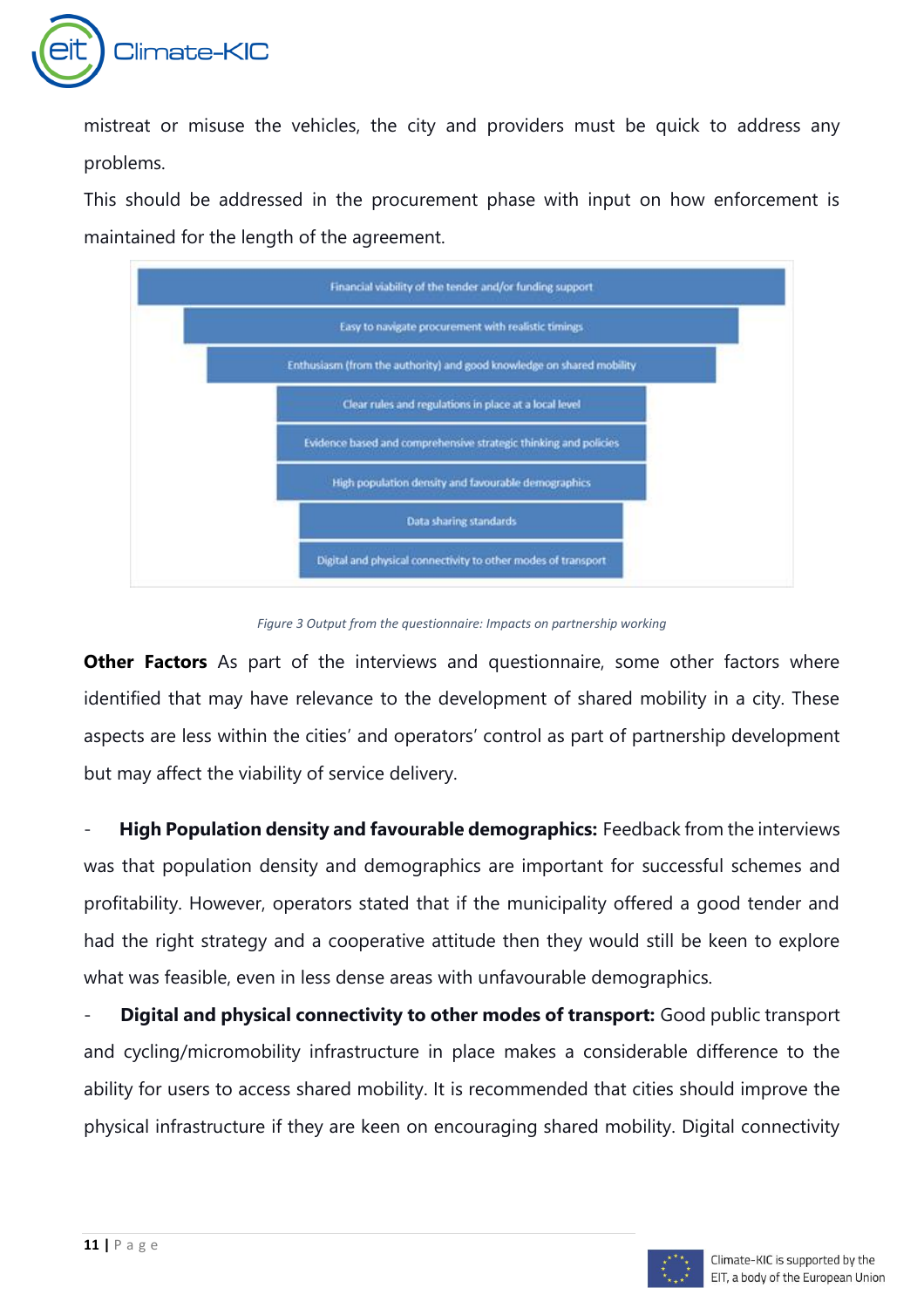mistreat or misuse the vehicles, the city and providers must be quick to address any problems.

This should be addressed in the procurement phase with input on how enforcement is maintained for the length of the agreement.

- Financial viability of the tender and/or funding support
- Easy to navigate procurement with realistic timings
- Enthusiasm (from the authority) and good knowledge on shared mobility
- Clear rules and regulations in place at a local level
- Evidence based and comprehensive strategic thinking and policies
- High population density and favourable demographics
- Data sharing standards
- Digital and physical connectivity to other modes of transport

*Figure 3 Output from the questionnaire: Impacts on partnership working*

**Other Factors** As part of the interviews and questionnaire, some other factors where identified that may have relevance to the development of shared mobility in a city. These aspects are less within the cities' and operators' control as part of partnership development but may affect the viability of service delivery.

- **High Population density and favourable demographics:** Feedback from the interviews was that population density and demographics are important for successful schemes and profitability. However, operators stated that if the municipality offered a good tender and had the right strategy and a cooperative attitude then they would still be keen to explore what was feasible, even in less dense areas with unfavourable demographics.
- **Digital and physical connectivity to other modes of transport:** Good public transport and cycling/micromobility infrastructure in place makes a considerable difference to the ability for users to access shared mobility. It is recommended that cities should improve the physical infrastructure if they are keen on encouraging shared mobility. Digital connectivity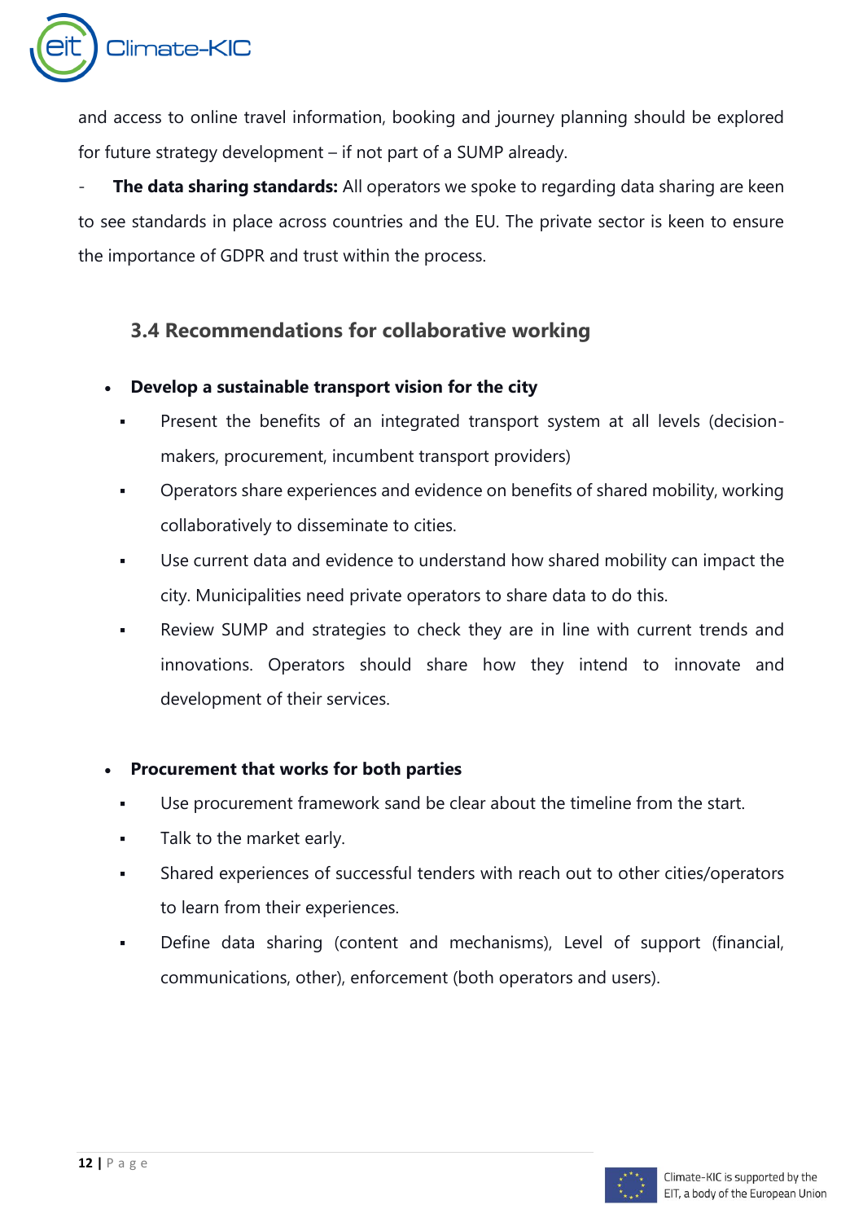and access to online travel information, booking and journey planning should be explored for future strategy development – if not part of a SUMP already.

- **The data sharing standards:** All operators we spoke to regarding data sharing are keen to see standards in place across countries and the EU. The private sector is keen to ensure the importance of GDPR and trust within the process.

### 3.4 Recommendations for collaborative working

- **Develop a sustainable transport vision for the city**
  - Present the benefits of an integrated transport system at all levels (decision-makers, procurement, incumbent transport providers)
  - Operators share experiences and evidence on benefits of shared mobility, working collaboratively to disseminate to cities.
  - Use current data and evidence to understand how shared mobility can impact the city. Municipalities need private operators to share data to do this.
  - Review SUMP and strategies to check they are in line with current trends and innovations. Operators should share how they intend to innovate and development of their services.

- **Procurement that works for both parties**
  - Use procurement framework sand be clear about the timeline from the start.
  - Talk to the market early.
  - Shared experiences of successful tenders with reach out to other cities/operators to learn from their experiences.
  - Define data sharing (content and mechanisms), Level of support (financial, communications, other), enforcement (both operators and users).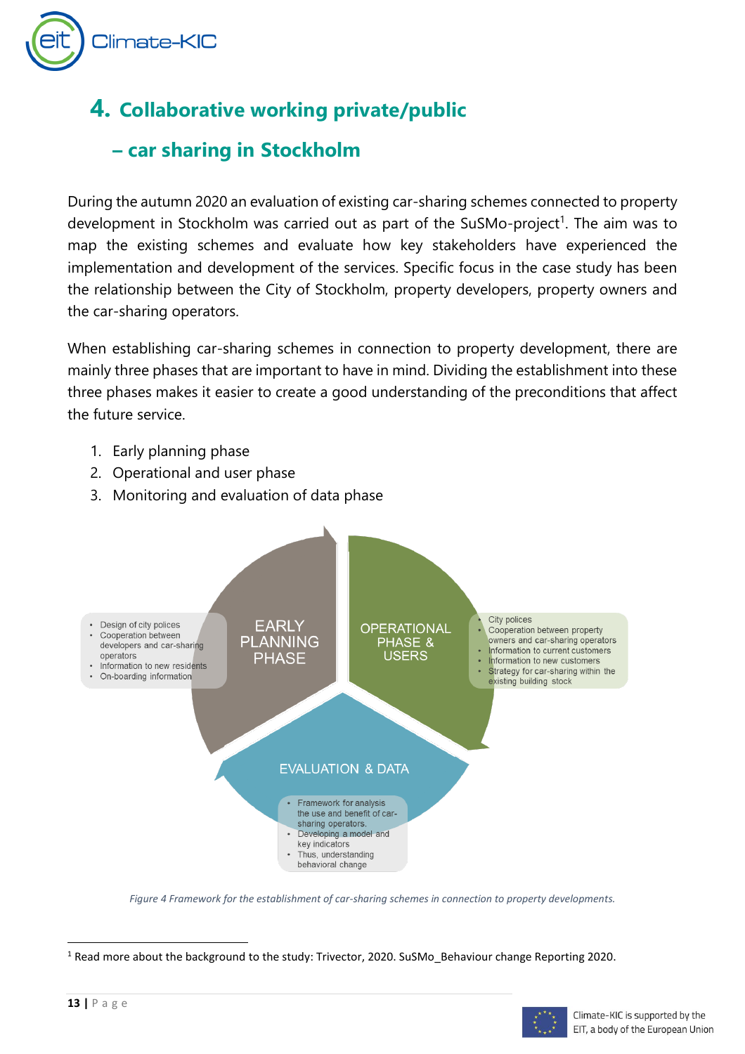## 4. Collaborative working private/public – car sharing in Stockholm

During the autumn 2020 an evaluation of existing car-sharing schemes connected to property development in Stockholm was carried out as part of the SuSMo-project[1]. The aim was to map the existing schemes and evaluate how key stakeholders have experienced the implementation and development of the services. Specific focus in the case study has been the relationship between the City of Stockholm, property developers, property owners and the car-sharing operators.

When establishing car-sharing schemes in connection to property development, there are mainly three phases that are important to have in mind. Dividing the establishment into these three phases makes it easier to create a good understanding of the preconditions that affect the future service.

1. Early planning phase
2. Operational and user phase
3. Monitoring and evaluation of data phase

**EARLY PLANNING PHASE**

- Design of city polices
- Cooperation between developers and car-sharing operators
- Information to new residents
- On-boarding information

**OPERATIONAL PHASE & USERS**

- City polices
- Cooperation between property owners and car-sharing operators
- Information to current customers
- Information to new customers
- Strategy for car-sharing within the existing building stock

**EVALUATION & DATA**

- Framework for analysis the use and benefit of car-sharing operators.
- Developing a model and key indicators
- Thus, understanding behavioral change

*Figure 4 Framework for the establishment of car-sharing schemes in connection to property developments.*

[1] Read more about the background to the study: Trivector, 2020. SuSMo_Behaviour change Reporting 2020.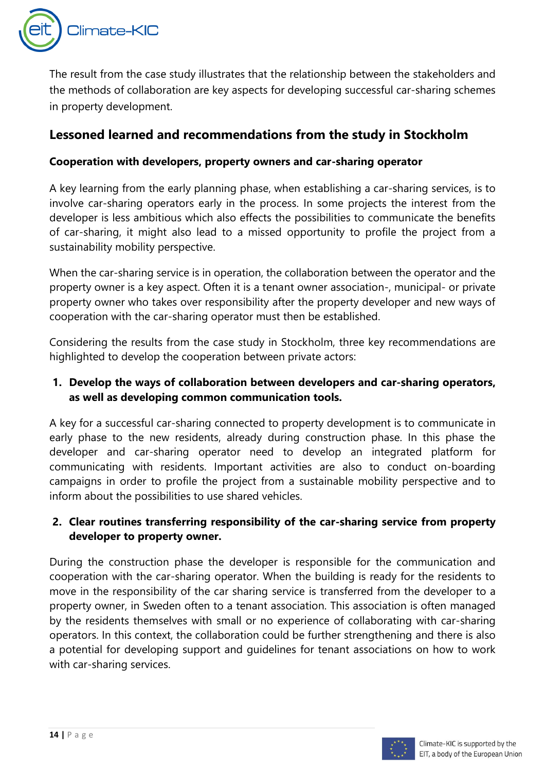The result from the case study illustrates that the relationship between the stakeholders and the methods of collaboration are key aspects for developing successful car-sharing schemes in property development.

## Lessoned learned and recommendations from the study in Stockholm

### Cooperation with developers, property owners and car-sharing operator

A key learning from the early planning phase, when establishing a car-sharing services, is to involve car-sharing operators early in the process. In some projects the interest from the developer is less ambitious which also effects the possibilities to communicate the benefits of car-sharing, it might also lead to a missed opportunity to profile the project from a sustainability mobility perspective.

When the car-sharing service is in operation, the collaboration between the operator and the property owner is a key aspect. Often it is a tenant owner association-, municipal- or private property owner who takes over responsibility after the property developer and new ways of cooperation with the car-sharing operator must then be established.

Considering the results from the case study in Stockholm, three key recommendations are highlighted to develop the cooperation between private actors:

1. **Develop the ways of collaboration between developers and car-sharing operators, as well as developing common communication tools.**

A key for a successful car-sharing connected to property development is to communicate in early phase to the new residents, already during construction phase. In this phase the developer and car-sharing operator need to develop an integrated platform for communicating with residents. Important activities are also to conduct on-boarding campaigns in order to profile the project from a sustainable mobility perspective and to inform about the possibilities to use shared vehicles.

2. **Clear routines transferring responsibility of the car-sharing service from property developer to property owner.**

During the construction phase the developer is responsible for the communication and cooperation with the car-sharing operator. When the building is ready for the residents to move in the responsibility of the car sharing service is transferred from the developer to a property owner, in Sweden often to a tenant association. This association is often managed by the residents themselves with small or no experience of collaborating with car-sharing operators. In this context, the collaboration could be further strengthening and there is also a potential for developing support and guidelines for tenant associations on how to work with car-sharing services.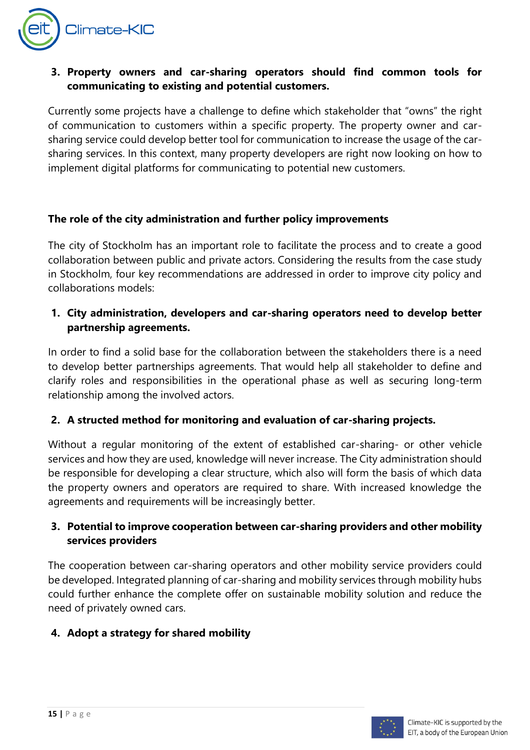3. **Property owners and car-sharing operators should find common tools for communicating to existing and potential customers.**

Currently some projects have a challenge to define which stakeholder that "owns" the right of communication to customers within a specific property. The property owner and car-sharing service could develop better tool for communication to increase the usage of the car-sharing services. In this context, many property developers are right now looking on how to implement digital platforms for communicating to potential new customers.

**The role of the city administration and further policy improvements**

The city of Stockholm has an important role to facilitate the process and to create a good collaboration between public and private actors. Considering the results from the case study in Stockholm, four key recommendations are addressed in order to improve city policy and collaborations models:

1. **City administration, developers and car-sharing operators need to develop better partnership agreements.**

In order to find a solid base for the collaboration between the stakeholders there is a need to develop better partnerships agreements. That would help all stakeholder to define and clarify roles and responsibilities in the operational phase as well as securing long-term relationship among the involved actors.

2. **A structed method for monitoring and evaluation of car-sharing projects.**

Without a regular monitoring of the extent of established car-sharing- or other vehicle services and how they are used, knowledge will never increase. The City administration should be responsible for developing a clear structure, which also will form the basis of which data the property owners and operators are required to share. With increased knowledge the agreements and requirements will be increasingly better.

3. **Potential to improve cooperation between car-sharing providers and other mobility services providers**

The cooperation between car-sharing operators and other mobility service providers could be developed. Integrated planning of car-sharing and mobility services through mobility hubs could further enhance the complete offer on sustainable mobility solution and reduce the need of privately owned cars.

4. **Adopt a strategy for shared mobility**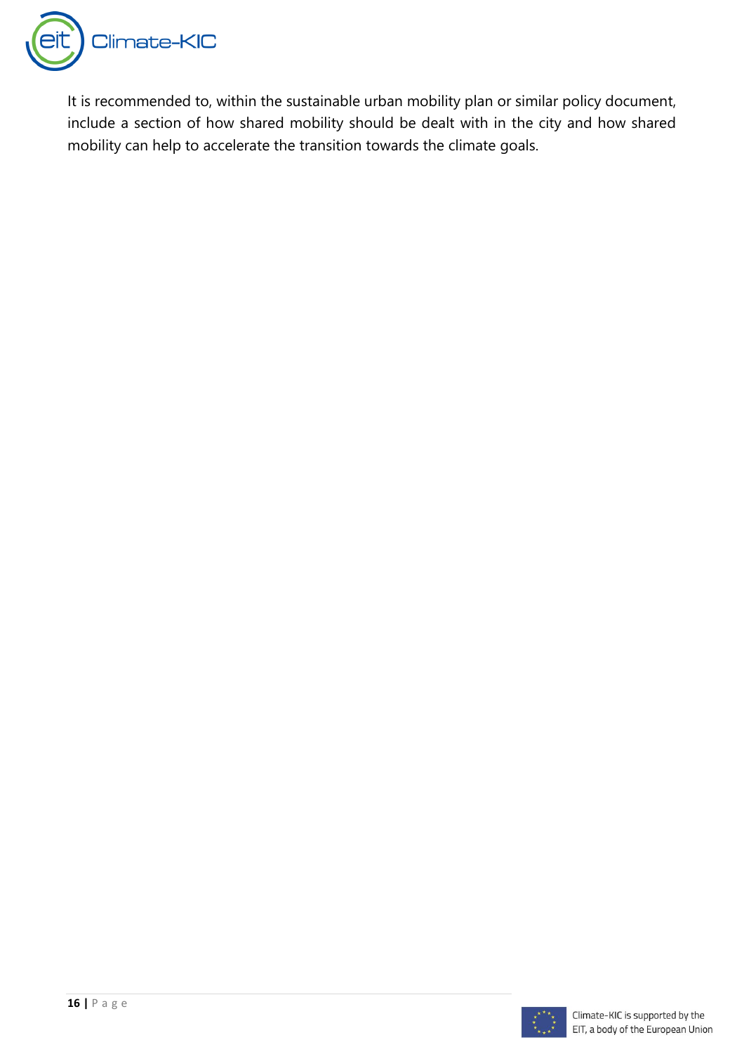It is recommended to, within the sustainable urban mobility plan or similar policy document, include a section of how shared mobility should be dealt with in the city and how shared mobility can help to accelerate the transition towards the climate goals.